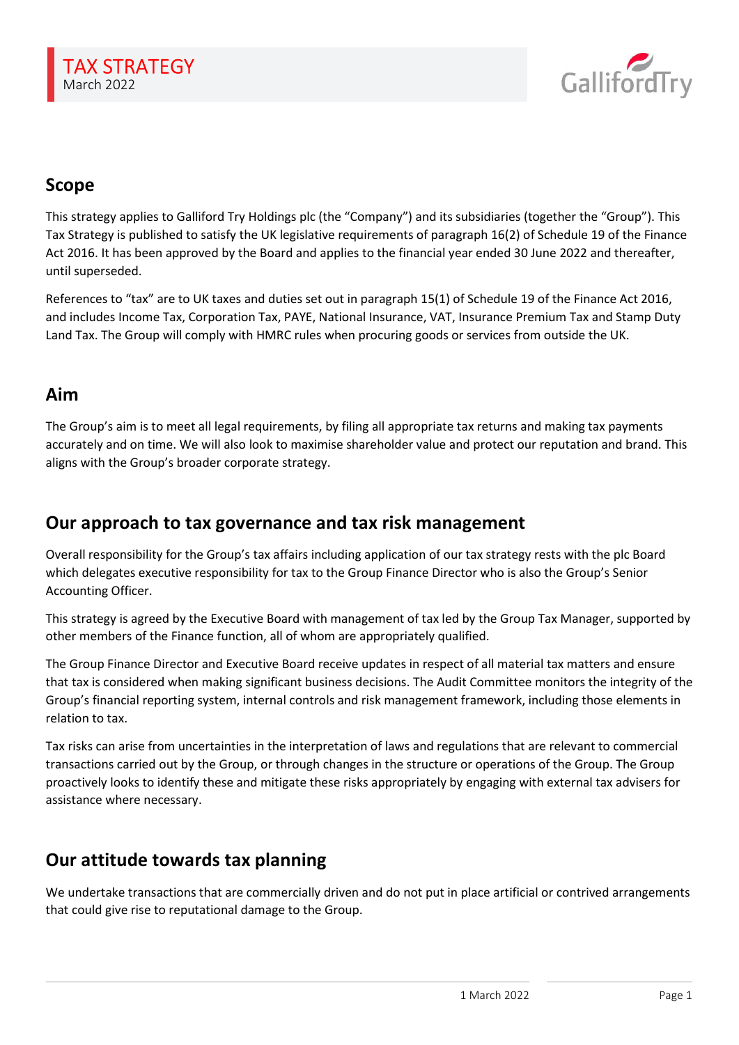# TAX STRATEGY
March 2022

## Scope

This strategy applies to Galliford Try Holdings plc (the "Company") and its subsidiaries (together the "Group"). This Tax Strategy is published to satisfy the UK legislative requirements of paragraph 16(2) of Schedule 19 of the Finance Act 2016. It has been approved by the Board and applies to the financial year ended 30 June 2022 and thereafter, until superseded.

References to "tax" are to UK taxes and duties set out in paragraph 15(1) of Schedule 19 of the Finance Act 2016, and includes Income Tax, Corporation Tax, PAYE, National Insurance, VAT, Insurance Premium Tax and Stamp Duty Land Tax. The Group will comply with HMRC rules when procuring goods or services from outside the UK.

## Aim

The Group's aim is to meet all legal requirements, by filing all appropriate tax returns and making tax payments accurately and on time. We will also look to maximise shareholder value and protect our reputation and brand. This aligns with the Group's broader corporate strategy.

## Our approach to tax governance and tax risk management

Overall responsibility for the Group's tax affairs including application of our tax strategy rests with the plc Board which delegates executive responsibility for tax to the Group Finance Director who is also the Group's Senior Accounting Officer.

This strategy is agreed by the Executive Board with management of tax led by the Group Tax Manager, supported by other members of the Finance function, all of whom are appropriately qualified.

The Group Finance Director and Executive Board receive updates in respect of all material tax matters and ensure that tax is considered when making significant business decisions. The Audit Committee monitors the integrity of the Group's financial reporting system, internal controls and risk management framework, including those elements in relation to tax.

Tax risks can arise from uncertainties in the interpretation of laws and regulations that are relevant to commercial transactions carried out by the Group, or through changes in the structure or operations of the Group. The Group proactively looks to identify these and mitigate these risks appropriately by engaging with external tax advisers for assistance where necessary.

## Our attitude towards tax planning

We undertake transactions that are commercially driven and do not put in place artificial or contrived arrangements that could give rise to reputational damage to the Group.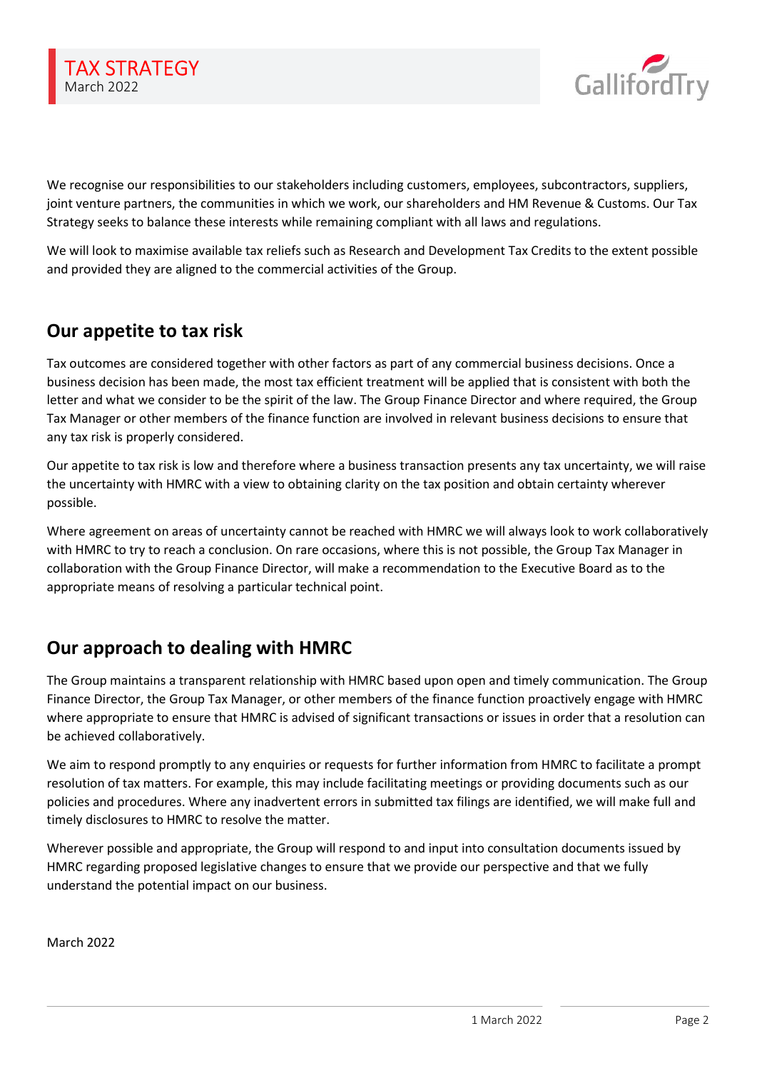We recognise our responsibilities to our stakeholders including customers, employees, subcontractors, suppliers, joint venture partners, the communities in which we work, our shareholders and HM Revenue & Customs. Our Tax Strategy seeks to balance these interests while remaining compliant with all laws and regulations.

We will look to maximise available tax reliefs such as Research and Development Tax Credits to the extent possible and provided they are aligned to the commercial activities of the Group.

## Our appetite to tax risk

Tax outcomes are considered together with other factors as part of any commercial business decisions. Once a business decision has been made, the most tax efficient treatment will be applied that is consistent with both the letter and what we consider to be the spirit of the law. The Group Finance Director and where required, the Group Tax Manager or other members of the finance function are involved in relevant business decisions to ensure that any tax risk is properly considered.

Our appetite to tax risk is low and therefore where a business transaction presents any tax uncertainty, we will raise the uncertainty with HMRC with a view to obtaining clarity on the tax position and obtain certainty wherever possible.

Where agreement on areas of uncertainty cannot be reached with HMRC we will always look to work collaboratively with HMRC to try to reach a conclusion. On rare occasions, where this is not possible, the Group Tax Manager in collaboration with the Group Finance Director, will make a recommendation to the Executive Board as to the appropriate means of resolving a particular technical point.

## Our approach to dealing with HMRC

The Group maintains a transparent relationship with HMRC based upon open and timely communication. The Group Finance Director, the Group Tax Manager, or other members of the finance function proactively engage with HMRC where appropriate to ensure that HMRC is advised of significant transactions or issues in order that a resolution can be achieved collaboratively.

We aim to respond promptly to any enquiries or requests for further information from HMRC to facilitate a prompt resolution of tax matters. For example, this may include facilitating meetings or providing documents such as our policies and procedures. Where any inadvertent errors in submitted tax filings are identified, we will make full and timely disclosures to HMRC to resolve the matter.

Wherever possible and appropriate, the Group will respond to and input into consultation documents issued by HMRC regarding proposed legislative changes to ensure that we provide our perspective and that we fully understand the potential impact on our business.

March 2022